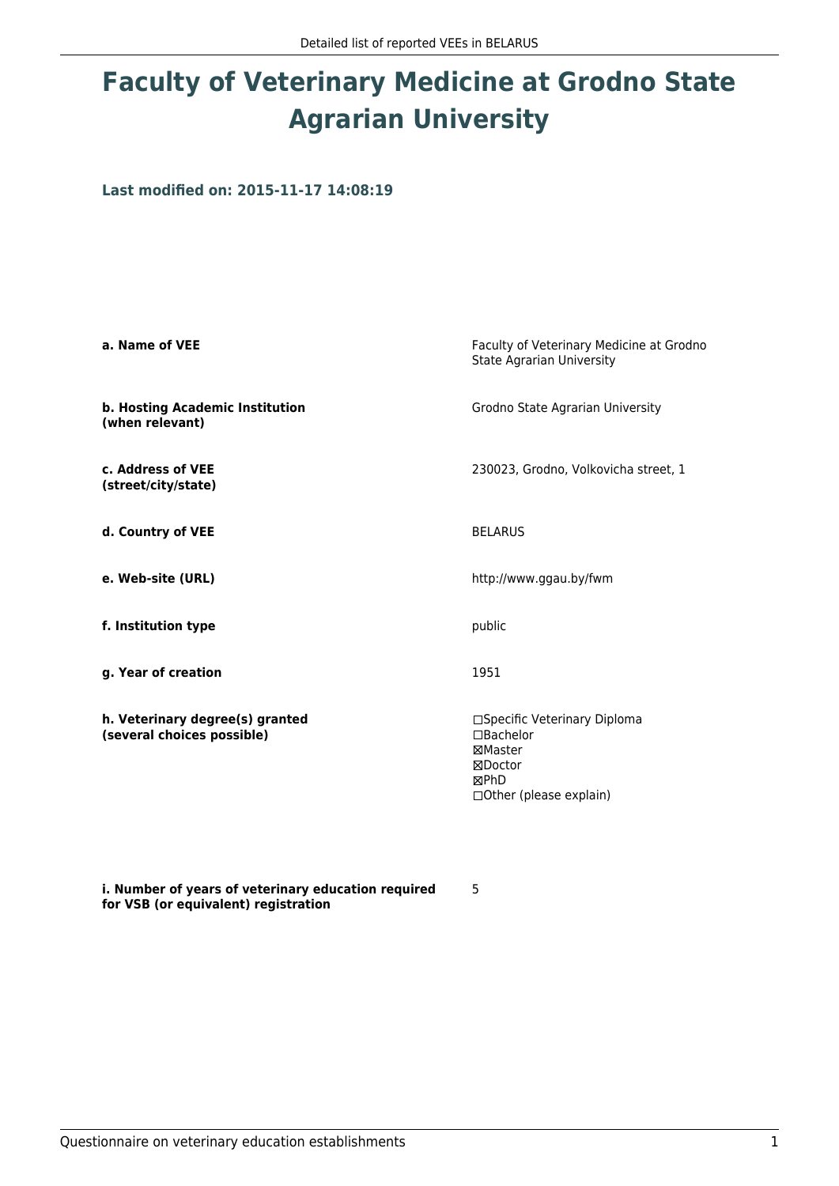# Faculty of Veterinary Medicine at Grodno State Agrarian University

### Last modified on: 2015-11-17 14:08:19

| | |
|---|---|
| **a. Name of VEE** | Faculty of Veterinary Medicine at Grodno State Agrarian University |
| **b. Hosting Academic Institution (when relevant)** | Grodno State Agrarian University |
| **c. Address of VEE (street/city/state)** | 230023, Grodno, Volkovicha street, 1 |
| **d. Country of VEE** | BELARUS |
| **e. Web-site (URL)** | http://www.ggau.by/fwm |
| **f. Institution type** | public |
| **g. Year of creation** | 1951 |
| **h. Veterinary degree(s) granted (several choices possible)** | ☐Specific Veterinary Diploma<br>☐Bachelor<br>☒Master<br>☒Doctor<br>☒PhD<br>☐Other (please explain) |
| **i. Number of years of veterinary education required for VSB (or equivalent) registration** | 5 |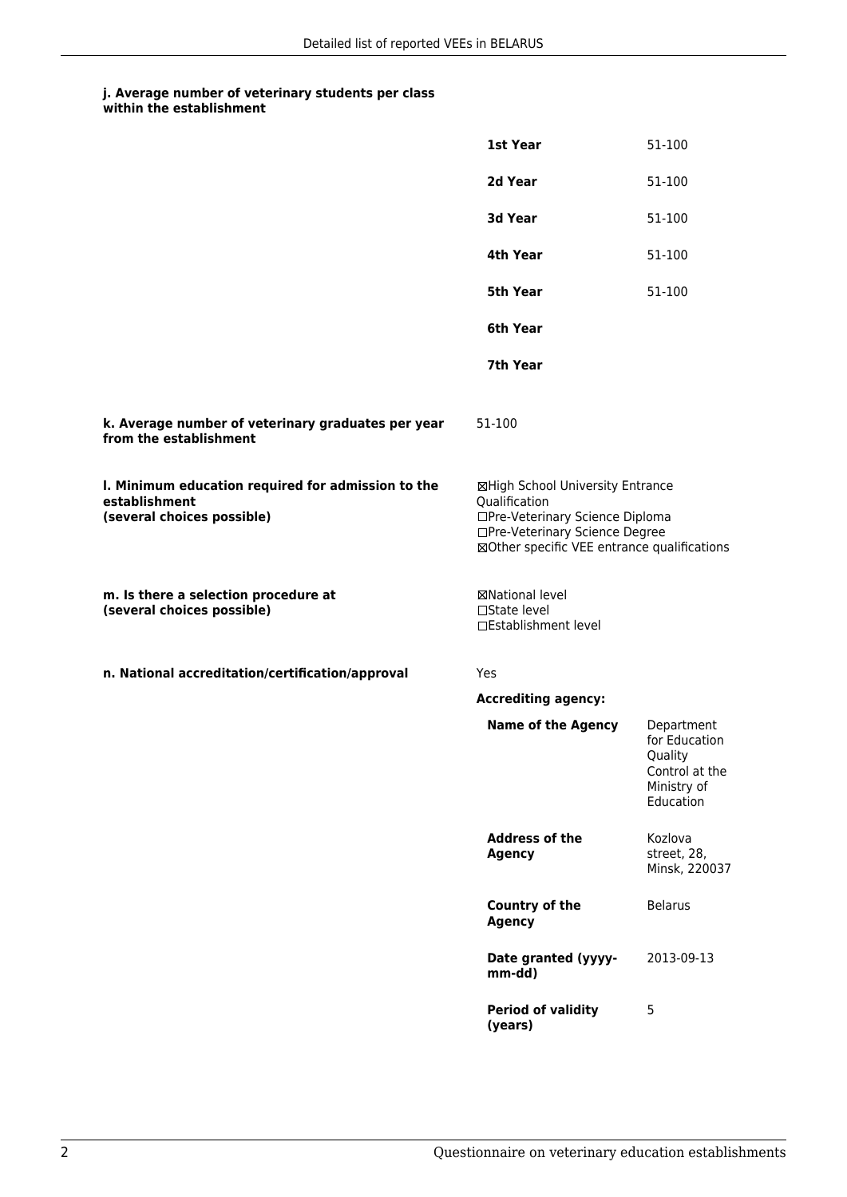#### j. Average number of veterinary students per class within the establishment

| | |
|---|---|
| **1st Year** | 51-100 |
| **2d Year** | 51-100 |
| **3d Year** | 51-100 |
| **4th Year** | 51-100 |
| **5th Year** | 51-100 |
| **6th Year** | |
| **7th Year** | |

**k. Average number of veterinary graduates per year from the establishment**

51-100

**l. Minimum education required for admission to the establishment (several choices possible)**

☒High School University Entrance Qualification
☐Pre-Veterinary Science Diploma
☐Pre-Veterinary Science Degree
☒Other specific VEE entrance qualifications

**m. Is there a selection procedure at (several choices possible)**

☒National level
☐State level
☐Establishment level

**n. National accreditation/certification/approval**

Yes

**Accrediting agency:**

| | |
|---|---|
| **Name of the Agency** | Department for Education Quality Control at the Ministry of Education |
| **Address of the Agency** | Kozlova street, 28, Minsk, 220037 |
| **Country of the Agency** | Belarus |
| **Date granted (yyyy-mm-dd)** | 2013-09-13 |
| **Period of validity (years)** | 5 |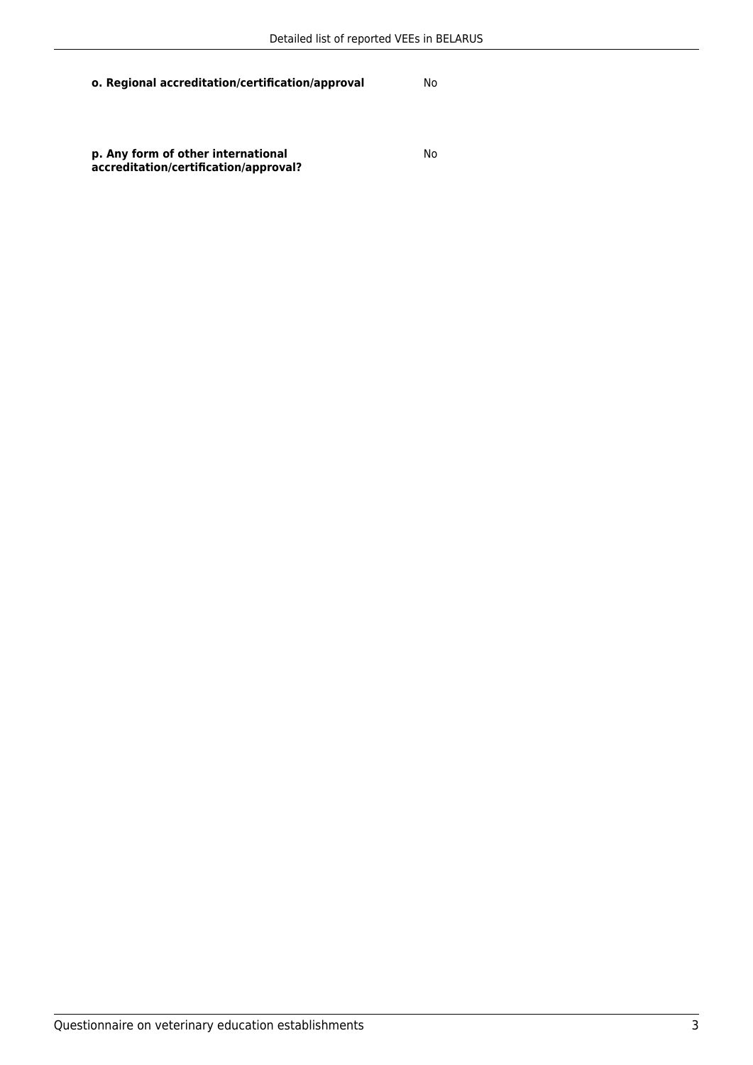**o. Regional accreditation/certification/approval**

No

**p. Any form of other international accreditation/certification/approval?**

No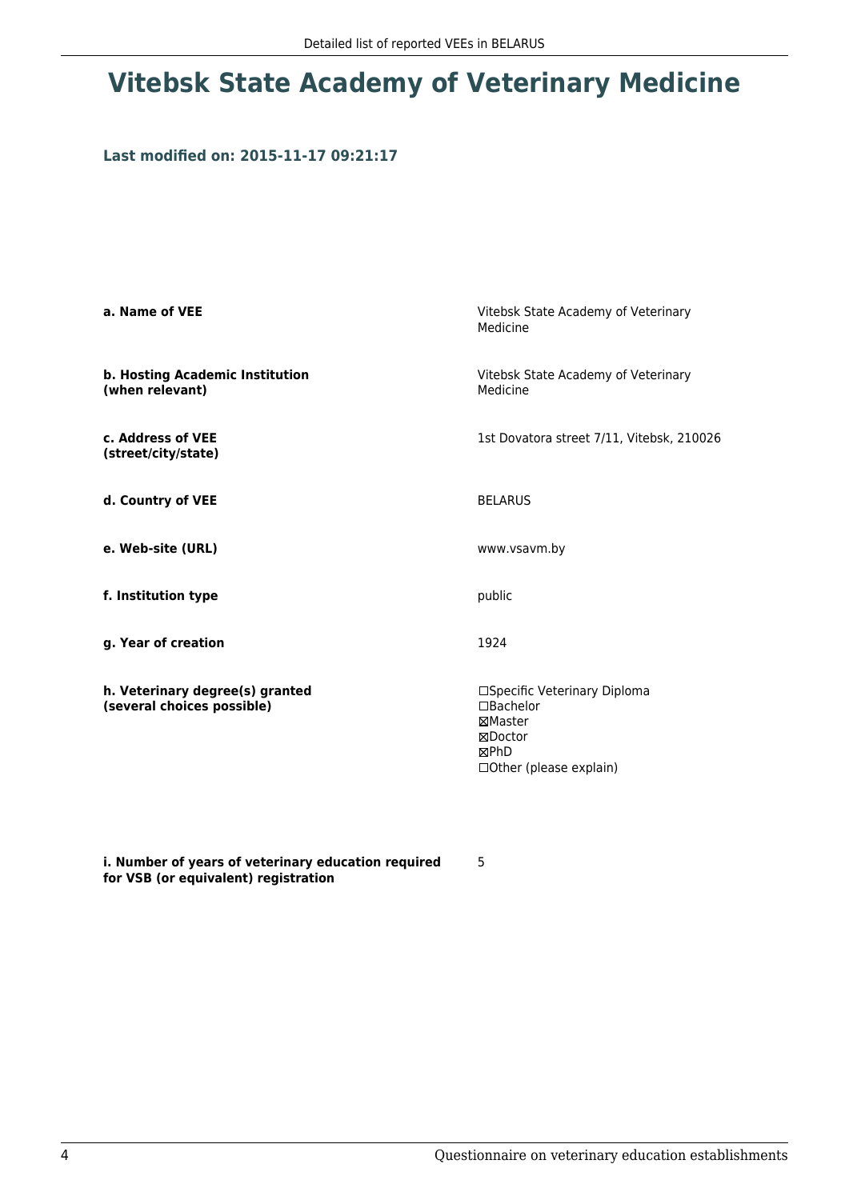# Vitebsk State Academy of Veterinary Medicine

**Last modified on: 2015-11-17 09:21:17**

**a. Name of VEE**

Vitebsk State Academy of Veterinary Medicine

**b. Hosting Academic Institution (when relevant)**

Vitebsk State Academy of Veterinary Medicine

**c. Address of VEE (street/city/state)**

1st Dovatora street 7/11, Vitebsk, 210026

**d. Country of VEE**

BELARUS

**e. Web-site (URL)**

www.vsavm.by

**f. Institution type**

public

**g. Year of creation**

1924

**h. Veterinary degree(s) granted (several choices possible)**

☐Specific Veterinary Diploma
☐Bachelor
☒Master
☒Doctor
☒PhD
☐Other (please explain)

**i. Number of years of veterinary education required for VSB (or equivalent) registration**

5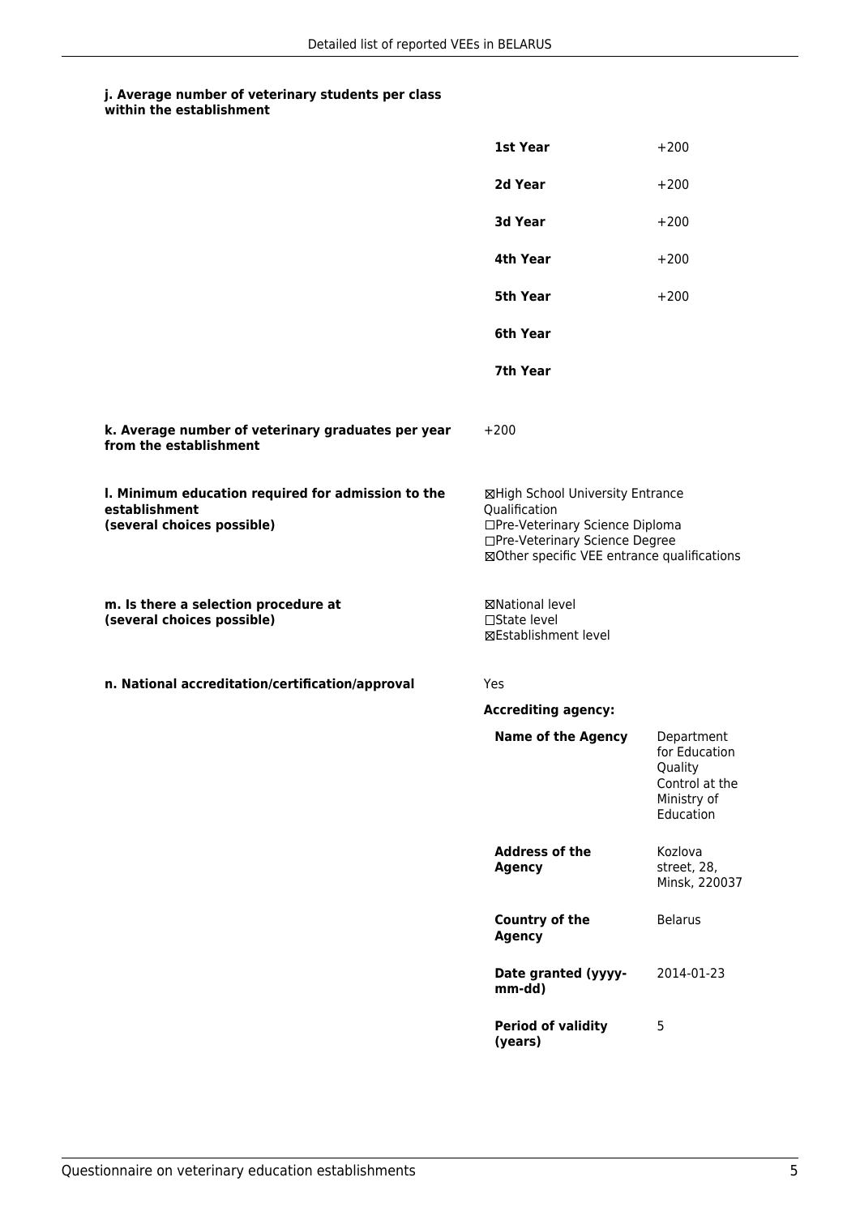**j. Average number of veterinary students per class within the establishment**

| | |
|---|---|
| **1st Year** | +200 |
| **2d Year** | +200 |
| **3d Year** | +200 |
| **4th Year** | +200 |
| **5th Year** | +200 |
| **6th Year** | |
| **7th Year** | |

**k. Average number of veterinary graduates per year from the establishment**

+200

**l. Minimum education required for admission to the establishment (several choices possible)**

☒High School University Entrance Qualification
☐Pre-Veterinary Science Diploma
☐Pre-Veterinary Science Degree
☒Other specific VEE entrance qualifications

**m. Is there a selection procedure at (several choices possible)**

☒National level
☐State level
☒Establishment level

**n. National accreditation/certification/approval**

Yes

**Accrediting agency:**

| | |
|---|---|
| **Name of the Agency** | Department for Education Quality Control at the Ministry of Education |
| **Address of the Agency** | Kozlova street, 28, Minsk, 220037 |
| **Country of the Agency** | Belarus |
| **Date granted (yyyy-mm-dd)** | 2014-01-23 |
| **Period of validity (years)** | 5 |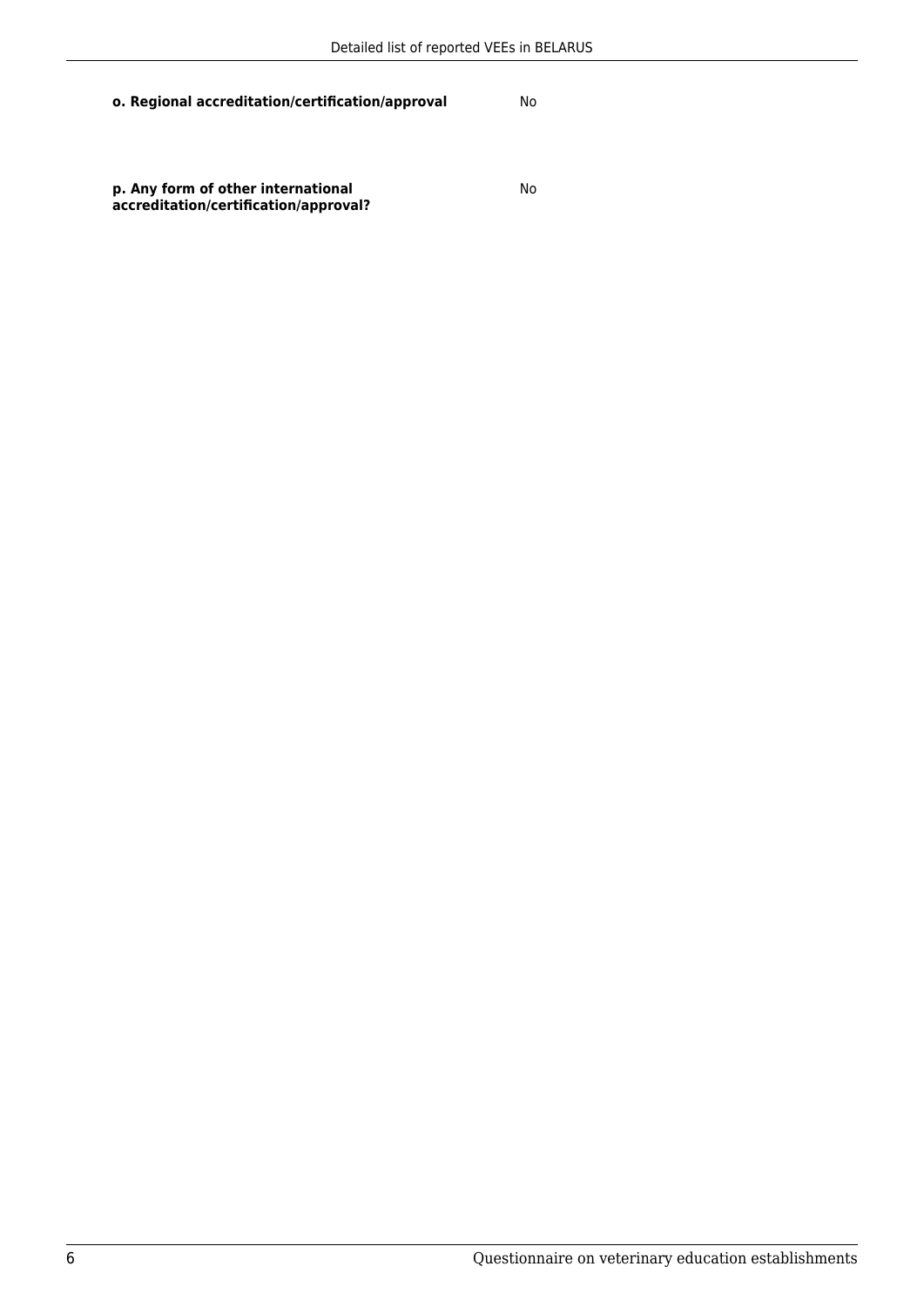**o. Regional accreditation/certification/approval** No

**p. Any form of other international accreditation/certification/approval?** No